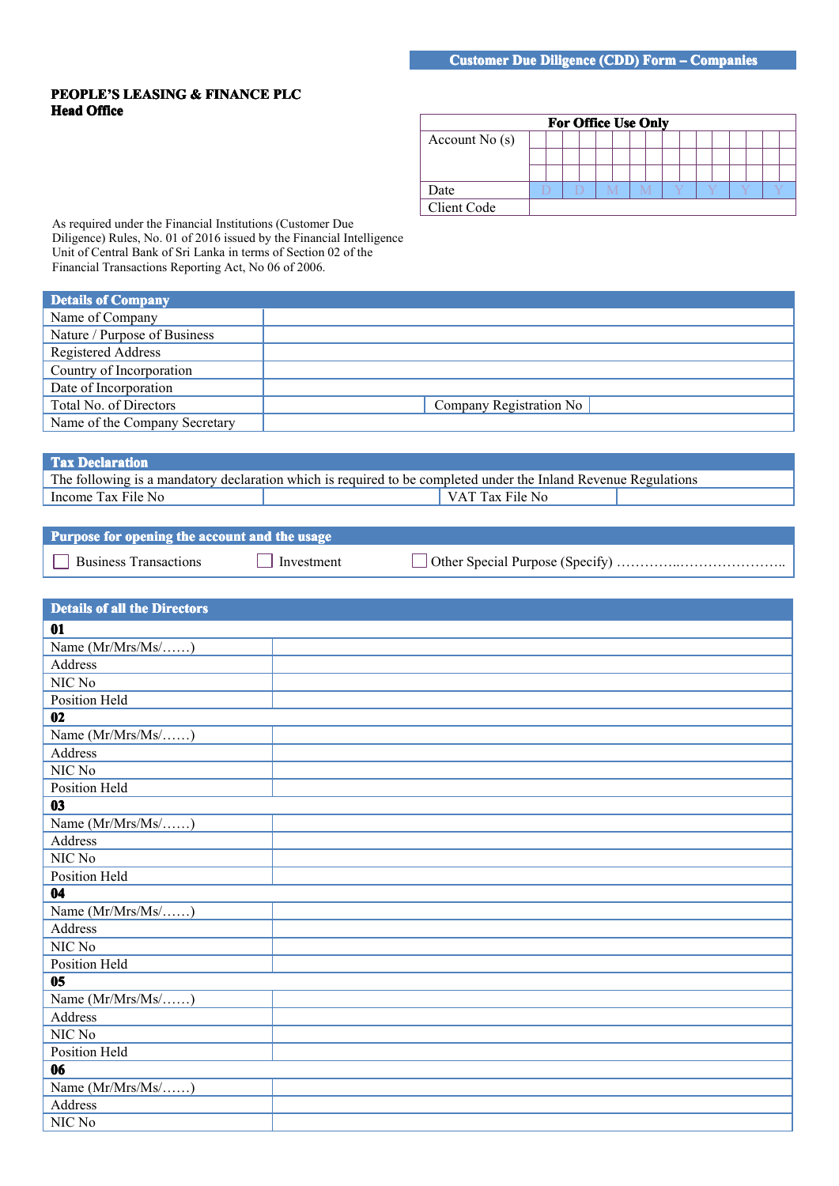**Customer Due Diligence (CDD) Form – Companies**

**PEOPLE'S LEASING & FINANCE PLC**
**Head Office**

| For Office Use Only | |
|---|---|
| Account No (s) | |
| Date | D D M M Y Y Y Y |
| Client Code | |

As required under the Financial Institutions (Customer Due Diligence) Rules, No. 01 of 2016 issued by the Financial Intelligence Unit of Central Bank of Sri Lanka in terms of Section 02 of the Financial Transactions Reporting Act, No 06 of 2006.

| Details of Company | | | |
|---|---|---|---|
| Name of Company | | | |
| Nature / Purpose of Business | | | |
| Registered Address | | | |
| Country of Incorporation | | | |
| Date of Incorporation | | | |
| Total No. of Directors | | Company Registration No | |
| Name of the Company Secretary | | | |

| Tax Declaration | | | |
|---|---|---|---|
| The following is a mandatory declaration which is required to be completed under the Inland Revenue Regulations | | | |
| Income Tax File No | | VAT Tax File No | |

**Purpose for opening the account and the usage**

☐ Business Transactions ☐ Investment ☐ Other Special Purpose (Specify) …………..…………………..

| Details of all the Directors | |
|---|---|
| **01** | |
| Name (Mr/Mrs/Ms/……) | |
| Address | |
| NIC No | |
| Position Held | |
| **02** | |
| Name (Mr/Mrs/Ms/……) | |
| Address | |
| NIC No | |
| Position Held | |
| **03** | |
| Name (Mr/Mrs/Ms/……) | |
| Address | |
| NIC No | |
| Position Held | |
| **04** | |
| Name (Mr/Mrs/Ms/……) | |
| Address | |
| NIC No | |
| Position Held | |
| **05** | |
| Name (Mr/Mrs/Ms/……) | |
| Address | |
| NIC No | |
| Position Held | |
| **06** | |
| Name (Mr/Mrs/Ms/……) | |
| Address | |
| NIC No | |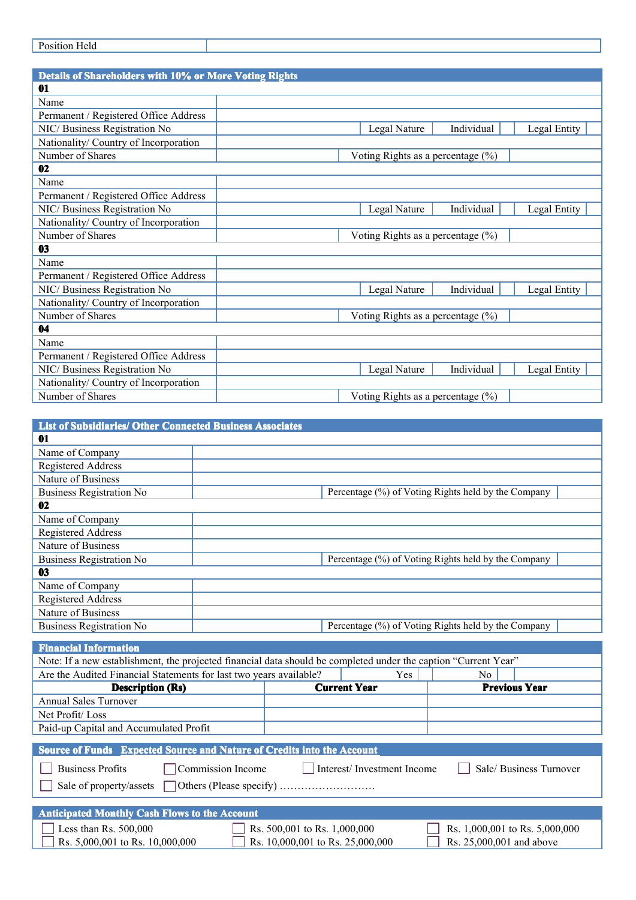| Position Held | |
|---|---|

## Details of Shareholders with 10% or More Voting Rights

**01**

| | | | | | | |
|---|---|---|---|---|---|---|
| Name | | | | | | |
| Permanent / Registered Office Address | | | | | | |
| NIC/ Business Registration No | | Legal Nature | Individual | | Legal Entity | |
| Nationality/ Country of Incorporation | | | | | | |
| Number of Shares | | Voting Rights as a percentage (%) | | | | |

**02**

| | | | | | | |
|---|---|---|---|---|---|---|
| Name | | | | | | |
| Permanent / Registered Office Address | | | | | | |
| NIC/ Business Registration No | | Legal Nature | Individual | | Legal Entity | |
| Nationality/ Country of Incorporation | | | | | | |
| Number of Shares | | Voting Rights as a percentage (%) | | | | |

**03**

| | | | | | | |
|---|---|---|---|---|---|---|
| Name | | | | | | |
| Permanent / Registered Office Address | | | | | | |
| NIC/ Business Registration No | | Legal Nature | Individual | | Legal Entity | |
| Nationality/ Country of Incorporation | | | | | | |
| Number of Shares | | Voting Rights as a percentage (%) | | | | |

**04**

| | | | | | | |
|---|---|---|---|---|---|---|
| Name | | | | | | |
| Permanent / Registered Office Address | | | | | | |
| NIC/ Business Registration No | | Legal Nature | Individual | | Legal Entity | |
| Nationality/ Country of Incorporation | | | | | | |
| Number of Shares | | Voting Rights as a percentage (%) | | | | |

## List of Subsidiaries/ Other Connected Business Associates

**01**

| | | | |
|---|---|---|---|
| Name of Company | | | |
| Registered Address | | | |
| Nature of Business | | | |
| Business Registration No | | Percentage (%) of Voting Rights held by the Company | |

**02**

| | | | |
|---|---|---|---|
| Name of Company | | | |
| Registered Address | | | |
| Nature of Business | | | |
| Business Registration No | | Percentage (%) of Voting Rights held by the Company | |

**03**

| | | | |
|---|---|---|---|
| Name of Company | | | |
| Registered Address | | | |
| Nature of Business | | | |
| Business Registration No | | Percentage (%) of Voting Rights held by the Company | |

## Financial Information

Note: If a new establishment, the projected financial data should be completed under the caption "Current Year"

Are the Audited Financial Statements for last two years available? Yes ☐ No ☐

| Description (Rs) | Current Year | Previous Year |
|---|---|---|
| Annual Sales Turnover | | |
| Net Profit/ Loss | | |
| Paid-up Capital and Accumulated Profit | | |

## Source of Funds Expected Source and Nature of Credits into the Account

☐ Business Profits ☐ Commission Income ☐ Interest/ Investment Income ☐ Sale/ Business Turnover

☐ Sale of property/assets ☐ Others (Please specify) ………………………

## Anticipated Monthly Cash Flows to the Account

☐ Less than Rs. 500,000 ☐ Rs. 500,001 to Rs. 1,000,000 ☐ Rs. 1,000,001 to Rs. 5,000,000

☐ Rs. 5,000,001 to Rs. 10,000,000 ☐ Rs. 10,000,001 to Rs. 25,000,000 ☐ Rs. 25,000,001 and above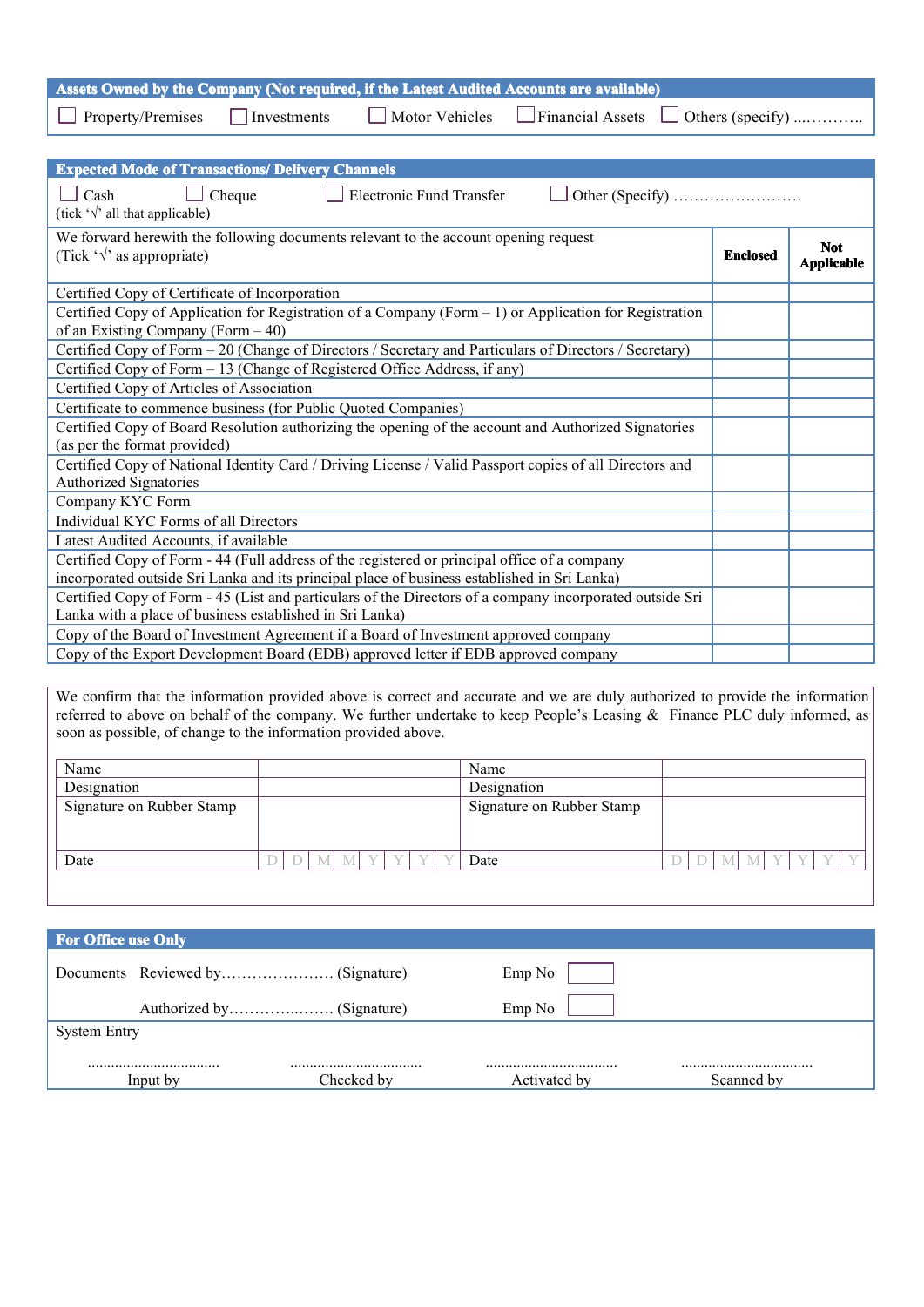## Assets Owned by the Company (Not required, if the Latest Audited Accounts are available)

☐ Property/Premises ☐ Investments ☐ Motor Vehicles ☐ Financial Assets ☐ Others (specify) ...………..

## Expected Mode of Transactions/ Delivery Channels

☐ Cash ☐ Cheque ☐ Electronic Fund Transfer ☐ Other (Specify) …………………….

(tick '√' all that applicable)

| We forward herewith the following documents relevant to the account opening request (Tick '√' as appropriate) | Enclosed | Not Applicable |
|---|---|---|
| Certified Copy of Certificate of Incorporation | | |
| Certified Copy of Application for Registration of a Company (Form – 1) or Application for Registration of an Existing Company (Form – 40) | | |
| Certified Copy of Form – 20 (Change of Directors / Secretary and Particulars of Directors / Secretary) | | |
| Certified Copy of Form – 13 (Change of Registered Office Address, if any) | | |
| Certified Copy of Articles of Association | | |
| Certificate to commence business (for Public Quoted Companies) | | |
| Certified Copy of Board Resolution authorizing the opening of the account and Authorized Signatories (as per the format provided) | | |
| Certified Copy of National Identity Card / Driving License / Valid Passport copies of all Directors and Authorized Signatories | | |
| Company KYC Form | | |
| Individual KYC Forms of all Directors | | |
| Latest Audited Accounts, if available | | |
| Certified Copy of Form - 44 (Full address of the registered or principal office of a company incorporated outside Sri Lanka and its principal place of business established in Sri Lanka) | | |
| Certified Copy of Form - 45 (List and particulars of the Directors of a company incorporated outside Sri Lanka with a place of business established in Sri Lanka) | | |
| Copy of the Board of Investment Agreement if a Board of Investment approved company | | |
| Copy of the Export Development Board (EDB) approved letter if EDB approved company | | |

We confirm that the information provided above is correct and accurate and we are duly authorized to provide the information referred to above on behalf of the company. We further undertake to keep People's Leasing & Finance PLC duly informed, as soon as possible, of change to the information provided above.

| | | | |
|---|---|---|---|
| Name | | Name | |
| Designation | | Designation | |
| Signature on Rubber Stamp | | Signature on Rubber Stamp | |
| Date | D D M M Y Y Y Y | Date | D D M M Y Y Y Y |

## For Office use Only

Documents Reviewed by…………………. (Signature) Emp No

Authorized by……………..……. (Signature) Emp No

System Entry

| ................................. | ................................. | ................................. | ................................. |
|---|---|---|---|
| Input by | Checked by | Activated by | Scanned by |